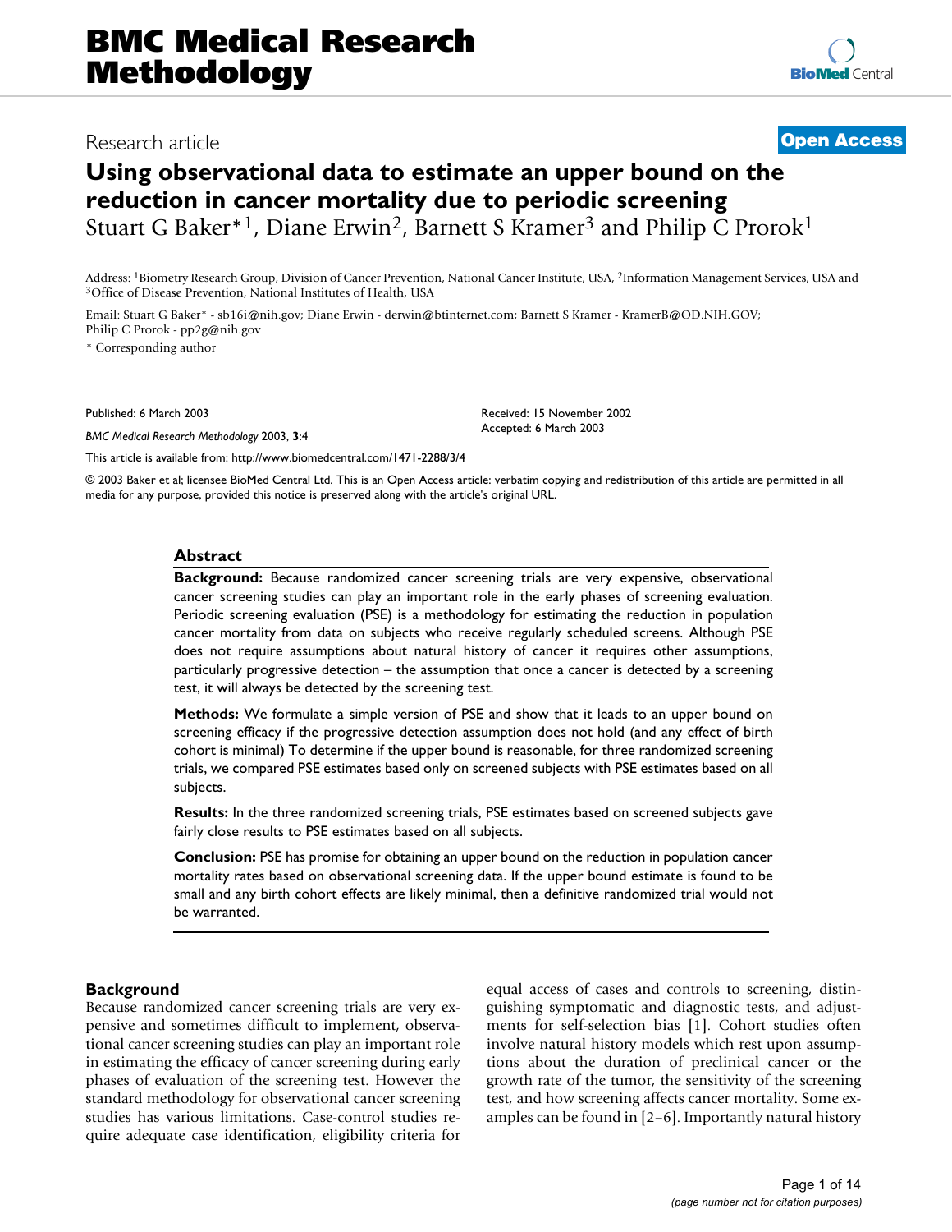# BMC Medical Research Methodology

Research article

**Open Access**

# Using observational data to estimate an upper bound on the reduction in cancer mortality due to periodic screening

Stuart G Baker*[1], Diane Erwin[2], Barnett S Kramer[3] and Philip C Prorok[1]

Address: [1]Biometry Research Group, Division of Cancer Prevention, National Cancer Institute, USA, [2]Information Management Services, USA and [3]Office of Disease Prevention, National Institutes of Health, USA

Email: Stuart G Baker* - sb16i@nih.gov; Diane Erwin - derwin@btinternet.com; Barnett S Kramer - KramerB@OD.NIH.GOV; Philip C Prorok - pp2g@nih.gov

\* Corresponding author

Published: 6 March 2003

*BMC Medical Research Methodology* 2003, **3**:4

Received: 15 November 2002
Accepted: 6 March 2003

This article is available from: http://www.biomedcentral.com/1471-2288/3/4

© 2003 Baker et al; licensee BioMed Central Ltd. This is an Open Access article: verbatim copying and redistribution of this article are permitted in all media for any purpose, provided this notice is preserved along with the article's original URL.

## Abstract

**Background:** Because randomized cancer screening trials are very expensive, observational cancer screening studies can play an important role in the early phases of screening evaluation. Periodic screening evaluation (PSE) is a methodology for estimating the reduction in population cancer mortality from data on subjects who receive regularly scheduled screens. Although PSE does not require assumptions about natural history of cancer it requires other assumptions, particularly progressive detection – the assumption that once a cancer is detected by a screening test, it will always be detected by the screening test.

**Methods:** We formulate a simple version of PSE and show that it leads to an upper bound on screening efficacy if the progressive detection assumption does not hold (and any effect of birth cohort is minimal) To determine if the upper bound is reasonable, for three randomized screening trials, we compared PSE estimates based only on screened subjects with PSE estimates based on all subjects.

**Results:** In the three randomized screening trials, PSE estimates based on screened subjects gave fairly close results to PSE estimates based on all subjects.

**Conclusion:** PSE has promise for obtaining an upper bound on the reduction in population cancer mortality rates based on observational screening data. If the upper bound estimate is found to be small and any birth cohort effects are likely minimal, then a definitive randomized trial would not be warranted.

## Background

Because randomized cancer screening trials are very expensive and sometimes difficult to implement, observational cancer screening studies can play an important role in estimating the efficacy of cancer screening during early phases of evaluation of the screening test. However the standard methodology for observational cancer screening studies has various limitations. Case-control studies require adequate case identification, eligibility criteria for equal access of cases and controls to screening, distinguishing symptomatic and diagnostic tests, and adjustments for self-selection bias [1]. Cohort studies often involve natural history models which rest upon assumptions about the duration of preclinical cancer or the growth rate of the tumor, the sensitivity of the screening test, and how screening affects cancer mortality. Some examples can be found in [2–6]. Importantly natural history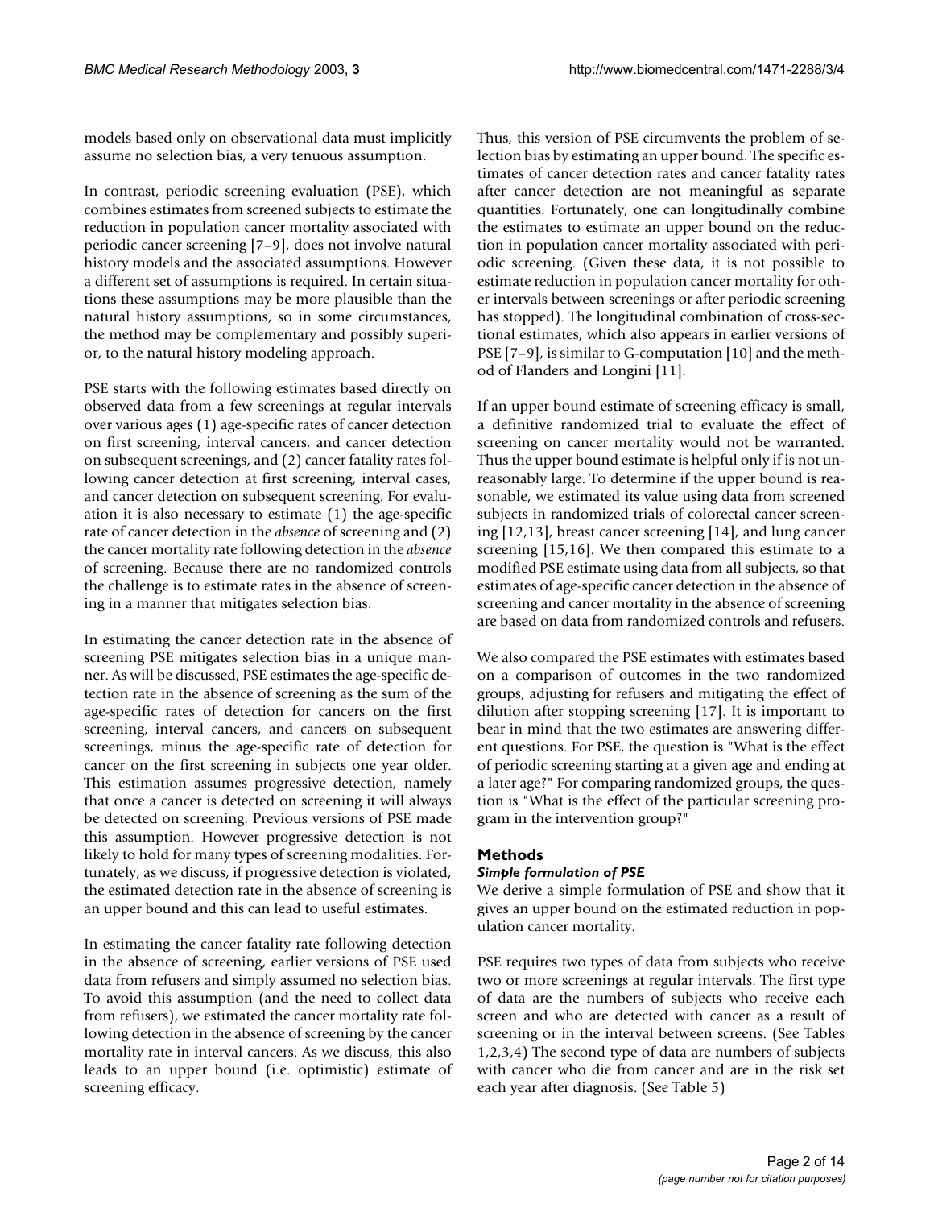models based only on observational data must implicitly assume no selection bias, a very tenuous assumption.

In contrast, periodic screening evaluation (PSE), which combines estimates from screened subjects to estimate the reduction in population cancer mortality associated with periodic cancer screening [7–9], does not involve natural history models and the associated assumptions. However a different set of assumptions is required. In certain situations these assumptions may be more plausible than the natural history assumptions, so in some circumstances, the method may be complementary and possibly superior, to the natural history modeling approach.

PSE starts with the following estimates based directly on observed data from a few screenings at regular intervals over various ages (1) age-specific rates of cancer detection on first screening, interval cancers, and cancer detection on subsequent screenings, and (2) cancer fatality rates following cancer detection at first screening, interval cases, and cancer detection on subsequent screening. For evaluation it is also necessary to estimate (1) the age-specific rate of cancer detection in the *absence* of screening and (2) the cancer mortality rate following detection in the *absence* of screening. Because there are no randomized controls the challenge is to estimate rates in the absence of screening in a manner that mitigates selection bias.

In estimating the cancer detection rate in the absence of screening PSE mitigates selection bias in a unique manner. As will be discussed, PSE estimates the age-specific detection rate in the absence of screening as the sum of the age-specific rates of detection for cancers on the first screening, interval cancers, and cancers on subsequent screenings, minus the age-specific rate of detection for cancer on the first screening in subjects one year older. This estimation assumes progressive detection, namely that once a cancer is detected on screening it will always be detected on screening. Previous versions of PSE made this assumption. However progressive detection is not likely to hold for many types of screening modalities. Fortunately, as we discuss, if progressive detection is violated, the estimated detection rate in the absence of screening is an upper bound and this can lead to useful estimates.

In estimating the cancer fatality rate following detection in the absence of screening, earlier versions of PSE used data from refusers and simply assumed no selection bias. To avoid this assumption (and the need to collect data from refusers), we estimated the cancer mortality rate following detection in the absence of screening by the cancer mortality rate in interval cancers. As we discuss, this also leads to an upper bound (i.e. optimistic) estimate of screening efficacy.

Thus, this version of PSE circumvents the problem of selection bias by estimating an upper bound. The specific estimates of cancer detection rates and cancer fatality rates after cancer detection are not meaningful as separate quantities. Fortunately, one can longitudinally combine the estimates to estimate an upper bound on the reduction in population cancer mortality associated with periodic screening. (Given these data, it is not possible to estimate reduction in population cancer mortality for other intervals between screenings or after periodic screening has stopped). The longitudinal combination of cross-sectional estimates, which also appears in earlier versions of PSE [7–9], is similar to G-computation [10] and the method of Flanders and Longini [11].

If an upper bound estimate of screening efficacy is small, a definitive randomized trial to evaluate the effect of screening on cancer mortality would not be warranted. Thus the upper bound estimate is helpful only if is not unreasonably large. To determine if the upper bound is reasonable, we estimated its value using data from screened subjects in randomized trials of colorectal cancer screening [12,13], breast cancer screening [14], and lung cancer screening [15,16]. We then compared this estimate to a modified PSE estimate using data from all subjects, so that estimates of age-specific cancer detection in the absence of screening and cancer mortality in the absence of screening are based on data from randomized controls and refusers.

We also compared the PSE estimates with estimates based on a comparison of outcomes in the two randomized groups, adjusting for refusers and mitigating the effect of dilution after stopping screening [17]. It is important to bear in mind that the two estimates are answering different questions. For PSE, the question is "What is the effect of periodic screening starting at a given age and ending at a later age?" For comparing randomized groups, the question is "What is the effect of the particular screening program in the intervention group?"

## Methods

### *Simple formulation of PSE*

We derive a simple formulation of PSE and show that it gives an upper bound on the estimated reduction in population cancer mortality.

PSE requires two types of data from subjects who receive two or more screenings at regular intervals. The first type of data are the numbers of subjects who receive each screen and who are detected with cancer as a result of screening or in the interval between screens. (See Tables 1,2,3,4) The second type of data are numbers of subjects with cancer who die from cancer and are in the risk set each year after diagnosis. (See Table 5)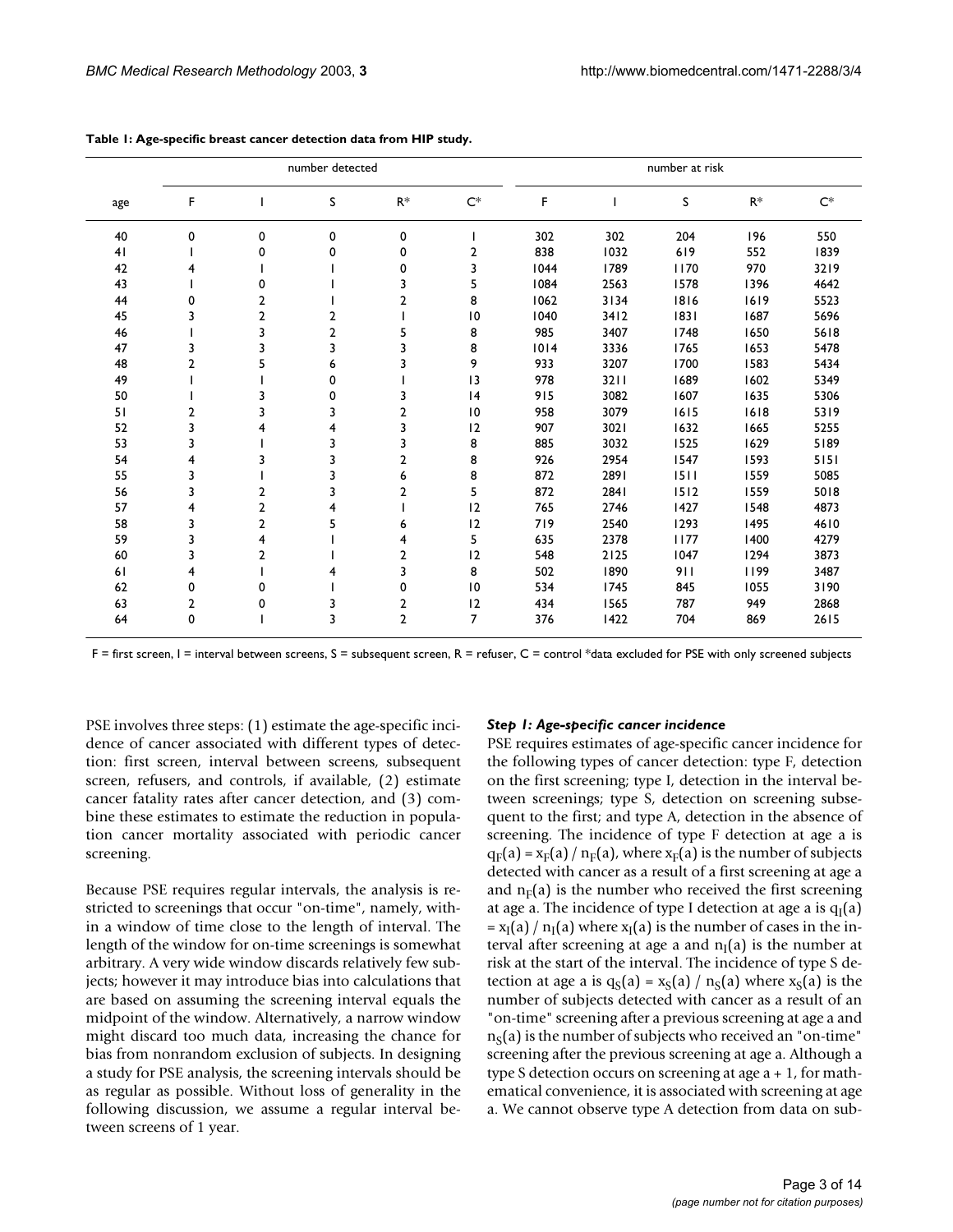**Table 1: Age-specific breast cancer detection data from HIP study.**

| age | number detected | | | | | number at risk | | | | |
|---|---|---|---|---|---|---|---|---|---|---|
| | F | I | S | R* | C* | F | I | S | R* | C* |
| 40 | 0 | 0 | 0 | 0 | 1 | 302 | 302 | 204 | 196 | 550 |
| 41 | 1 | 0 | 0 | 0 | 2 | 838 | 1032 | 619 | 552 | 1839 |
| 42 | 4 | 1 | 1 | 0 | 3 | 1044 | 1789 | 1170 | 970 | 3219 |
| 43 | 1 | 0 | 1 | 3 | 5 | 1084 | 2563 | 1578 | 1396 | 4642 |
| 44 | 0 | 2 | 1 | 2 | 8 | 1062 | 3134 | 1816 | 1619 | 5523 |
| 45 | 3 | 2 | 2 | 1 | 10 | 1040 | 3412 | 1831 | 1687 | 5696 |
| 46 | 1 | 3 | 2 | 5 | 8 | 985 | 3407 | 1748 | 1650 | 5618 |
| 47 | 3 | 3 | 3 | 3 | 8 | 1014 | 3336 | 1765 | 1653 | 5478 |
| 48 | 2 | 5 | 6 | 3 | 9 | 933 | 3207 | 1700 | 1583 | 5434 |
| 49 | 1 | 1 | 0 | 1 | 13 | 978 | 3211 | 1689 | 1602 | 5349 |
| 50 | 1 | 3 | 0 | 3 | 14 | 915 | 3082 | 1607 | 1635 | 5306 |
| 51 | 2 | 3 | 3 | 2 | 10 | 958 | 3079 | 1615 | 1618 | 5319 |
| 52 | 3 | 4 | 4 | 3 | 12 | 907 | 3021 | 1632 | 1665 | 5255 |
| 53 | 3 | 1 | 3 | 3 | 8 | 885 | 3032 | 1525 | 1629 | 5189 |
| 54 | 4 | 3 | 3 | 2 | 8 | 926 | 2954 | 1547 | 1593 | 5151 |
| 55 | 3 | 1 | 3 | 6 | 8 | 872 | 2891 | 1511 | 1559 | 5085 |
| 56 | 3 | 2 | 3 | 2 | 5 | 872 | 2841 | 1512 | 1559 | 5018 |
| 57 | 4 | 2 | 4 | 1 | 12 | 765 | 2746 | 1427 | 1548 | 4873 |
| 58 | 3 | 2 | 5 | 6 | 12 | 719 | 2540 | 1293 | 1495 | 4610 |
| 59 | 3 | 4 | 1 | 4 | 5 | 635 | 2378 | 1177 | 1400 | 4279 |
| 60 | 3 | 2 | 1 | 2 | 12 | 548 | 2125 | 1047 | 1294 | 3873 |
| 61 | 4 | 1 | 4 | 3 | 8 | 502 | 1890 | 911 | 1199 | 3487 |
| 62 | 0 | 0 | 1 | 0 | 10 | 534 | 1745 | 845 | 1055 | 3190 |
| 63 | 2 | 0 | 3 | 2 | 12 | 434 | 1565 | 787 | 949 | 2868 |
| 64 | 0 | 1 | 3 | 2 | 7 | 376 | 1422 | 704 | 869 | 2615 |

F = first screen, I = interval between screens, S = subsequent screen, R = refuser, C = control *data excluded for PSE with only screened subjects

PSE involves three steps: (1) estimate the age-specific incidence of cancer associated with different types of detection: first screen, interval between screens, subsequent screen, refusers, and controls, if available, (2) estimate cancer fatality rates after cancer detection, and (3) combine these estimates to estimate the reduction in population cancer mortality associated with periodic cancer screening.

Because PSE requires regular intervals, the analysis is restricted to screenings that occur "on-time", namely, within a window of time close to the length of interval. The length of the window for on-time screenings is somewhat arbitrary. A very wide window discards relatively few subjects; however it may introduce bias into calculations that are based on assuming the screening interval equals the midpoint of the window. Alternatively, a narrow window might discard too much data, increasing the chance for bias from nonrandom exclusion of subjects. In designing a study for PSE analysis, the screening intervals should be as regular as possible. Without loss of generality in the following discussion, we assume a regular interval between screens of 1 year.

### *Step 1: Age-specific cancer incidence*

PSE requires estimates of age-specific cancer incidence for the following types of cancer detection: type F, detection on the first screening; type I, detection in the interval between screenings; type S, detection on screening subsequent to the first; and type A, detection in the absence of screening. The incidence of type F detection at age a is $q_F(a) = x_F(a) / n_F(a)$, where $x_F(a)$ is the number of subjects detected with cancer as a result of a first screening at age a and $n_F(a)$ is the number who received the first screening at age a. The incidence of type I detection at age a is $q_I(a) = x_I(a) / n_I(a)$ where $x_I(a)$ is the number of cases in the interval after screening at age a and $n_I(a)$ is the number at risk at the start of the interval. The incidence of type S detection at age a is $q_S(a) = x_S(a) / n_S(a)$ where $x_S(a)$ is the number of subjects detected with cancer as a result of an "on-time" screening after a previous screening at age a and $n_S(a)$ is the number of subjects who received an "on-time" screening after the previous screening at age a. Although a type S detection occurs on screening at age a + 1, for mathematical convenience, it is associated with screening at age a. We cannot observe type A detection from data on sub-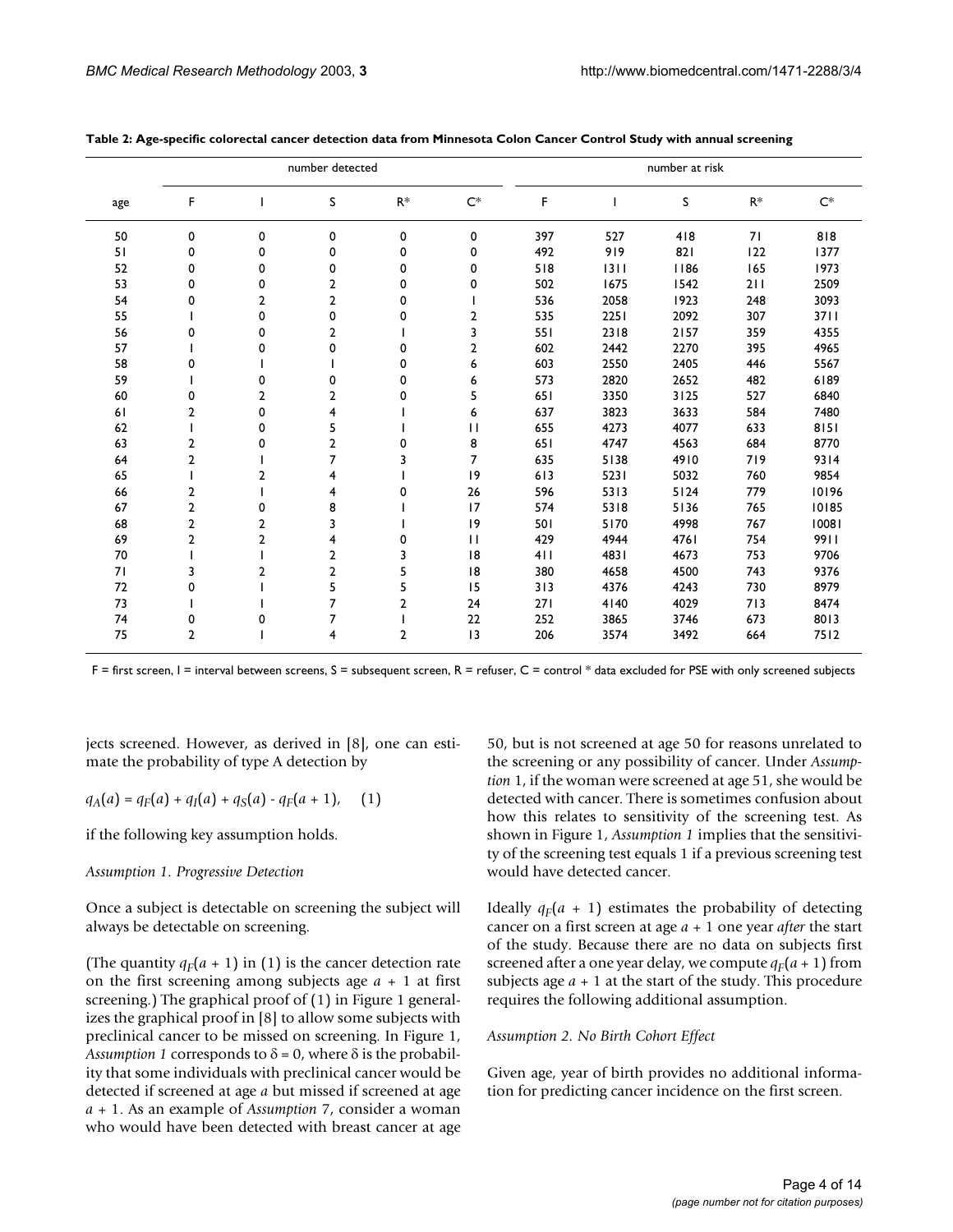**Table 2: Age-specific colorectal cancer detection data from Minnesota Colon Cancer Control Study with annual screening**

| age | number detected | | | | | number at risk | | | | |
|---|---|---|---|---|---|---|---|---|---|---|
| | F | I | S | R* | C* | F | I | S | R* | C* |
| 50 | 0 | 0 | 0 | 0 | 0 | 397 | 527 | 418 | 71 | 818 |
| 51 | 0 | 0 | 0 | 0 | 0 | 492 | 919 | 821 | 122 | 1377 |
| 52 | 0 | 0 | 0 | 0 | 0 | 518 | 1311 | 1186 | 165 | 1973 |
| 53 | 0 | 0 | 2 | 0 | 0 | 502 | 1675 | 1542 | 211 | 2509 |
| 54 | 0 | 2 | 2 | 0 | 1 | 536 | 2058 | 1923 | 248 | 3093 |
| 55 | 1 | 0 | 0 | 0 | 2 | 535 | 2251 | 2092 | 307 | 3711 |
| 56 | 0 | 0 | 2 | 1 | 3 | 551 | 2318 | 2157 | 359 | 4355 |
| 57 | 1 | 0 | 0 | 0 | 2 | 602 | 2442 | 2270 | 395 | 4965 |
| 58 | 0 | 1 | 1 | 0 | 6 | 603 | 2550 | 2405 | 446 | 5567 |
| 59 | 1 | 0 | 0 | 0 | 6 | 573 | 2820 | 2652 | 482 | 6189 |
| 60 | 0 | 2 | 2 | 0 | 5 | 651 | 3350 | 3125 | 527 | 6840 |
| 61 | 2 | 0 | 4 | 1 | 6 | 637 | 3823 | 3633 | 584 | 7480 |
| 62 | 1 | 0 | 5 | 1 | 11 | 655 | 4273 | 4077 | 633 | 8151 |
| 63 | 2 | 0 | 2 | 0 | 8 | 651 | 4747 | 4563 | 684 | 8770 |
| 64 | 2 | 1 | 7 | 3 | 7 | 635 | 5138 | 4910 | 719 | 9314 |
| 65 | 1 | 2 | 4 | 1 | 19 | 613 | 5231 | 5032 | 760 | 9854 |
| 66 | 2 | 1 | 4 | 0 | 26 | 596 | 5313 | 5124 | 779 | 10196 |
| 67 | 2 | 0 | 8 | 1 | 17 | 574 | 5318 | 5136 | 765 | 10185 |
| 68 | 2 | 2 | 3 | 1 | 19 | 501 | 5170 | 4998 | 767 | 10081 |
| 69 | 2 | 2 | 4 | 0 | 11 | 429 | 4944 | 4761 | 754 | 9911 |
| 70 | 1 | 1 | 2 | 3 | 18 | 411 | 4831 | 4673 | 753 | 9706 |
| 71 | 3 | 2 | 2 | 5 | 18 | 380 | 4658 | 4500 | 743 | 9376 |
| 72 | 0 | 1 | 5 | 5 | 15 | 313 | 4376 | 4243 | 730 | 8979 |
| 73 | 1 | 1 | 7 | 2 | 24 | 271 | 4140 | 4029 | 713 | 8474 |
| 74 | 0 | 0 | 7 | 1 | 22 | 252 | 3865 | 3746 | 673 | 8013 |
| 75 | 2 | 1 | 4 | 2 | 13 | 206 | 3574 | 3492 | 664 | 7512 |

F = first screen, I = interval between screens, S = subsequent screen, R = refuser, C = control * data excluded for PSE with only screened subjects

jects screened. However, as derived in [8], one can estimate the probability of type A detection by

$$q_A(a) = q_F(a) + q_I(a) + q_S(a) - q_F(a + 1), \quad (1)$$

if the following key assumption holds.

*Assumption 1. Progressive Detection*

Once a subject is detectable on screening the subject will always be detectable on screening.

(The quantity $q_F(a + 1)$ in (1) is the cancer detection rate on the first screening among subjects age $a + 1$ at first screening.) The graphical proof of (1) in Figure 1 generalizes the graphical proof in [8] to allow some subjects with preclinical cancer to be missed on screening. In Figure 1, *Assumption 1* corresponds to $\delta = 0$, where $\delta$ is the probability that some individuals with preclinical cancer would be detected if screened at age $a$ but missed if screened at age $a + 1$. As an example of *Assumption* 7, consider a woman who would have been detected with breast cancer at age 50, but is not screened at age 50 for reasons unrelated to the screening or any possibility of cancer. Under *Assumption* 1, if the woman were screened at age 51, she would be detected with cancer. There is sometimes confusion about how this relates to sensitivity of the screening test. As shown in Figure 1, *Assumption 1* implies that the sensitivity of the screening test equals 1 if a previous screening test would have detected cancer.

Ideally $q_F(a + 1)$ estimates the probability of detecting cancer on a first screen at age $a + 1$ one year *after* the start of the study. Because there are no data on subjects first screened after a one year delay, we compute $q_F(a + 1)$ from subjects age $a + 1$ at the start of the study. This procedure requires the following additional assumption.

*Assumption 2. No Birth Cohort Effect*

Given age, year of birth provides no additional information for predicting cancer incidence on the first screen.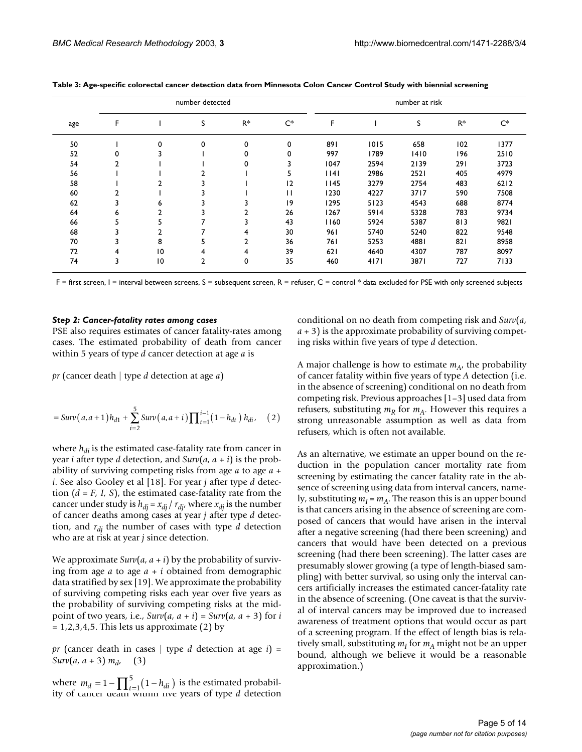**Table 3: Age-specific colorectal cancer detection data from Minnesota Colon Cancer Control Study with biennial screening**

| age | number detected | | | | | number at risk | | | | |
|---|---|---|---|---|---|---|---|---|---|---|
| | F | I | S | R* | C* | F | I | S | R* | C* |
| 50 | 1 | 0 | 0 | 0 | 0 | 891 | 1015 | 658 | 102 | 1377 |
| 52 | 0 | 3 | 1 | 0 | 0 | 997 | 1789 | 1410 | 196 | 2510 |
| 54 | 2 | 1 | 1 | 0 | 3 | 1047 | 2594 | 2139 | 291 | 3723 |
| 56 | 1 | 1 | 2 | 1 | 5 | 1141 | 2986 | 2521 | 405 | 4979 |
| 58 | 1 | 2 | 3 | 1 | 12 | 1145 | 3279 | 2754 | 483 | 6212 |
| 60 | 2 | 1 | 3 | 1 | 11 | 1230 | 4227 | 3717 | 590 | 7508 |
| 62 | 3 | 6 | 3 | 3 | 19 | 1295 | 5123 | 4543 | 688 | 8774 |
| 64 | 6 | 2 | 3 | 2 | 26 | 1267 | 5914 | 5328 | 783 | 9734 |
| 66 | 5 | 5 | 7 | 3 | 43 | 1160 | 5924 | 5387 | 813 | 9821 |
| 68 | 3 | 2 | 7 | 4 | 30 | 961 | 5740 | 5240 | 822 | 9548 |
| 70 | 3 | 8 | 5 | 2 | 36 | 761 | 5253 | 4881 | 821 | 8958 |
| 72 | 4 | 10 | 4 | 4 | 39 | 621 | 4640 | 4307 | 787 | 8097 |
| 74 | 3 | 10 | 2 | 0 | 35 | 460 | 4171 | 3871 | 727 | 7133 |

F = first screen, I = interval between screens, S = subsequent screen, R = refuser, C = control * data excluded for PSE with only screened subjects

### *Step 2: Cancer-fatality rates among cases*

PSE also requires estimates of cancer fatality-rates among cases. The estimated probability of death from cancer within 5 years of type $d$ cancer detection at age $a$ is

$pr$ (cancer death | type $d$ detection at age $a$)

$$= Surv(a, a+1)h_{d1} + \sum_{i=2}^{5} Surv(a, a+i) \prod_{t=1}^{i-1} (1 - h_{dt})\, h_{di}, \quad (2)$$

where $h_{di}$ is the estimated case-fatality rate from cancer in year $i$ after type $d$ detection, and $Surv(a, a + i)$ is the probability of surviving competing risks from age $a$ to age $a + i$. See also Gooley et al [18]. For year $j$ after type $d$ detection ($d = F, I, S$), the estimated case-fatality rate from the cancer under study is $h_{dj} = x_{dj} / r_{dj}$, where $x_{dj}$ is the number of cancer deaths among cases at year $j$ after type $d$ detection, and $r_{dj}$ the number of cases with type $d$ detection who are at risk at year $j$ since detection.

We approximate $Surv(a, a + i)$ by the probability of surviving from age $a$ to age $a + i$ obtained from demographic data stratified by sex [19]. We approximate the probability of surviving competing risks each year over five years as the probability of surviving competing risks at the midpoint of two years, i.e., $Surv(a, a + i) = Surv(a, a + 3)$ for $i = 1,2,3,4,5$. This lets us approximate (2) by

$pr$ (cancer death in cases | type $d$ detection at age $i$) = $Surv(a, a + 3)\, m_d$, (3)

where $m_d = 1 - \prod_{t=1}^{5} (1 - h_{di})$ is the estimated probability of cancer death within five years of type $d$ detection conditional on no death from competing risk and $Surv(a, a + 3)$ is the approximate probability of surviving competing risks within five years of type $d$ detection.

A major challenge is how to estimate $m_A$, the probability of cancer fatality within five years of type $A$ detection (i.e. in the absence of screening) conditional on no death from competing risk. Previous approaches [1–3] used data from refusers, substituting $m_R$ for $m_A$. However this requires a strong unreasonable assumption as well as data from refusers, which is often not available.

As an alternative, we estimate an upper bound on the reduction in the population cancer mortality rate from screening by estimating the cancer fatality rate in the absence of screening using data from interval cancers, namely, substituting $m_I = m_A$. The reason this is an upper bound is that cancers arising in the absence of screening are composed of cancers that would have arisen in the interval after a negative screening (had there been screening) and cancers that would have been detected on a previous screening (had there been screening). The latter cases are presumably slower growing (a type of length-biased sampling) with better survival, so using only the interval cancers artificially increases the estimated cancer-fatality rate in the absence of screening. (One caveat is that the survival of interval cancers may be improved due to increased awareness of treatment options that would occur as part of a screening program. If the effect of length bias is relatively small, substituting $m_I$ for $m_A$ might not be an upper bound, although we believe it would be a reasonable approximation.)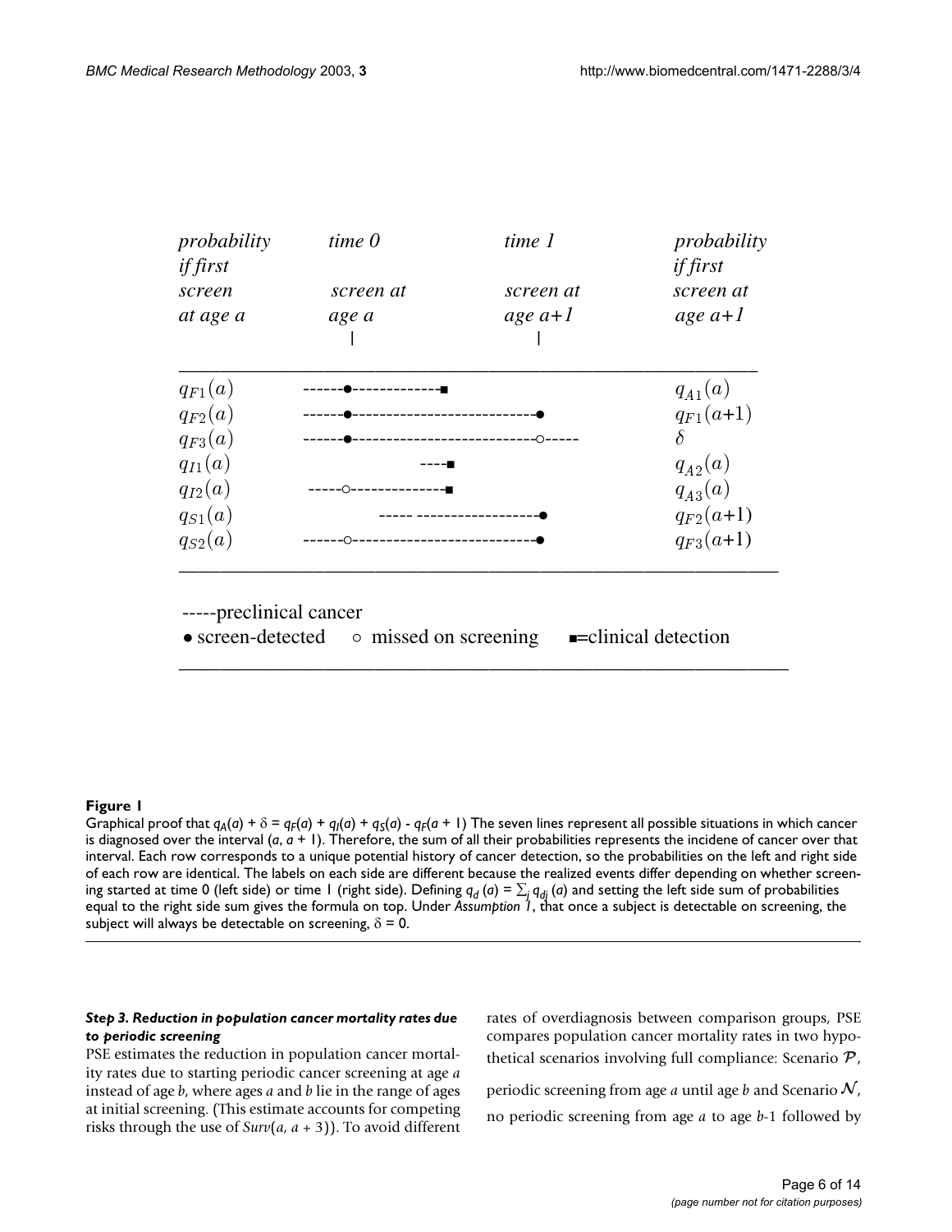| probability if first screen at age a | time 0 screen at age a | time 1 screen at age a+1 | probability if first screen at age a+1 |
|---|---|---|---|
| $q_{F1}(a)$ | ------●-------------■ | | $q_{A1}(a)$ |
| $q_{F2}(a)$ | ------●--------------------------● | | $q_{F1}(a+1)$ |
| $q_{F3}(a)$ | ------●--------------------------○----- | | $\delta$ |
| $q_{I1}(a)$ | ----■ | | $q_{A2}(a)$ |
| $q_{I2}(a)$ | -----○--------------■ | | $q_{A3}(a)$ |
| $q_{S1}(a)$ | ----- ------------------● | | $q_{F2}(a+1)$ |
| $q_{S2}(a)$ | ------○---------------------------● | | $q_{F3}(a+1)$ |

-----preclinical cancer
● screen-detected ○ missed on screening ■=clinical detection

**Figure 1**

Graphical proof that $q_A(a) + \delta = q_F(a) + q_I(a) + q_S(a) - q_F(a + 1)$ The seven lines represent all possible situations in which cancer is diagnosed over the interval ($a$, $a$ + 1). Therefore, the sum of all their probabilities represents the incidene of cancer over that interval. Each row corresponds to a unique potential history of cancer detection, so the probabilities on the left and right side of each row are identical. The labels on each side are different because the realized events differ depending on whether screening started at time 0 (left side) or time 1 (right side). Defining $q_d(a) = \sum_j q_{dj}(a)$ and setting the left side sum of probabilities equal to the right side sum gives the formula on top. Under *Assumption 1*, that once a subject is detectable on screening, the subject will always be detectable on screening, $\delta = 0$.

### *Step 3. Reduction in population cancer mortality rates due to periodic screening*

PSE estimates the reduction in population cancer mortality rates due to starting periodic cancer screening at age *a* instead of age *b*, where ages *a* and *b* lie in the range of ages at initial screening. (This estimate accounts for competing risks through the use of *Surv*($a$, $a$ + 3)). To avoid different rates of overdiagnosis between comparison groups, PSE compares population cancer mortality rates in two hypothetical scenarios involving full compliance: Scenario $\mathcal{P}$, periodic screening from age *a* until age *b* and Scenario $\mathcal{N}$, no periodic screening from age *a* to age *b*-1 followed by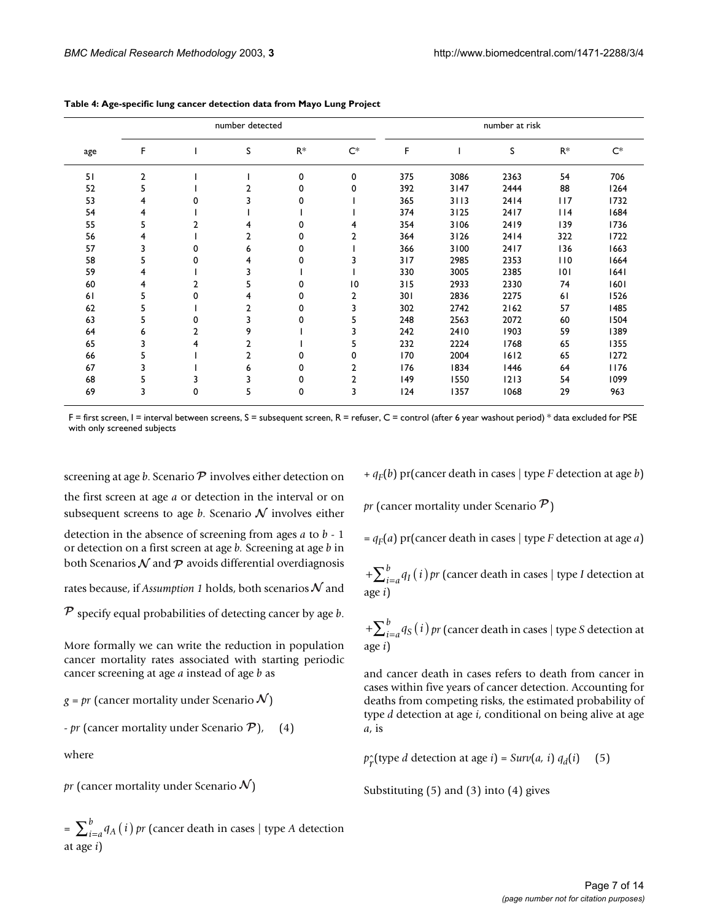**Table 4: Age-specific lung cancer detection data from Mayo Lung Project**

| age | number detected | | | | | number at risk | | | | |
|---|---|---|---|---|---|---|---|---|---|---|
| | F | I | S | R* | C* | F | I | S | R* | C* |
| 51 | 2 | 1 | 1 | 0 | 0 | 375 | 3086 | 2363 | 54 | 706 |
| 52 | 5 | 1 | 2 | 0 | 0 | 392 | 3147 | 2444 | 88 | 1264 |
| 53 | 4 | 0 | 3 | 0 | 1 | 365 | 3113 | 2414 | 117 | 1732 |
| 54 | 4 | 1 | 1 | 1 | 1 | 374 | 3125 | 2417 | 114 | 1684 |
| 55 | 5 | 2 | 4 | 0 | 4 | 354 | 3106 | 2419 | 139 | 1736 |
| 56 | 4 | 1 | 2 | 0 | 2 | 364 | 3126 | 2414 | 322 | 1722 |
| 57 | 3 | 0 | 6 | 0 | 1 | 366 | 3100 | 2417 | 136 | 1663 |
| 58 | 5 | 0 | 4 | 0 | 3 | 317 | 2985 | 2353 | 110 | 1664 |
| 59 | 4 | 1 | 3 | 1 | 1 | 330 | 3005 | 2385 | 101 | 1641 |
| 60 | 4 | 2 | 5 | 0 | 10 | 315 | 2933 | 2330 | 74 | 1601 |
| 61 | 5 | 0 | 4 | 0 | 2 | 301 | 2836 | 2275 | 61 | 1526 |
| 62 | 5 | 1 | 2 | 0 | 3 | 302 | 2742 | 2162 | 57 | 1485 |
| 63 | 5 | 0 | 3 | 0 | 5 | 248 | 2563 | 2072 | 60 | 1504 |
| 64 | 6 | 2 | 9 | 1 | 3 | 242 | 2410 | 1903 | 59 | 1389 |
| 65 | 3 | 4 | 2 | 1 | 5 | 232 | 2224 | 1768 | 65 | 1355 |
| 66 | 5 | 1 | 2 | 0 | 0 | 170 | 2004 | 1612 | 65 | 1272 |
| 67 | 3 | 1 | 6 | 0 | 2 | 176 | 1834 | 1446 | 64 | 1176 |
| 68 | 5 | 3 | 3 | 0 | 2 | 149 | 1550 | 1213 | 54 | 1099 |
| 69 | 3 | 0 | 5 | 0 | 3 | 124 | 1357 | 1068 | 29 | 963 |

F = first screen, I = interval between screens, S = subsequent screen, R = refuser, C = control (after 6 year washout period) * data excluded for PSE with only screened subjects

screening at age $b$. Scenario $\mathcal{P}$ involves either detection on the first screen at age $a$ or detection in the interval or on subsequent screens to age $b$. Scenario $\mathcal{N}$ involves either detection in the absence of screening from ages $a$ to $b$ - 1 or detection on a first screen at age $b$. Screening at age $b$ in both Scenarios $\mathcal{N}$ and $\mathcal{P}$ avoids differential overdiagnosis rates because, if *Assumption 1* holds, both scenarios $\mathcal{N}$ and $\mathcal{P}$ specify equal probabilities of detecting cancer by age $b$.

More formally we can write the reduction in population cancer mortality rates associated with starting periodic cancer screening at age $a$ instead of age $b$ as

$g$ = $pr$ (cancer mortality under Scenario $\mathcal{N}$)

\- $pr$ (cancer mortality under Scenario $\mathcal{P}$), (4)

where

$pr$ (cancer mortality under Scenario $\mathcal{N}$)

= $\sum_{i=a}^{b} q_A(i)\, pr$ (cancer death in cases | type $A$ detection at age $i$)

+ $q_F(b)$ pr(cancer death in cases | type $F$ detection at age $b$)

$pr$ (cancer mortality under Scenario $\mathcal{P}$)

= $q_F(a)$ pr(cancer death in cases | type $F$ detection at age $a$)

$+\sum_{i=a}^{b} q_I(i)\, pr$ (cancer death in cases | type $I$ detection at age $i$)

$+\sum_{i=a}^{b} q_S(i)\, pr$ (cancer death in cases | type $S$ detection at age $i$)

and cancer death in cases refers to death from cancer in cases within five years of cancer detection. Accounting for deaths from competing risks, the estimated probability of type $d$ detection at age $i$, conditional on being alive at age $a$, is

$\hat{p_r}$(type $d$ detection at age $i$) = $Surv(a, i)\, q_d(i)$ (5)

Substituting (5) and (3) into (4) gives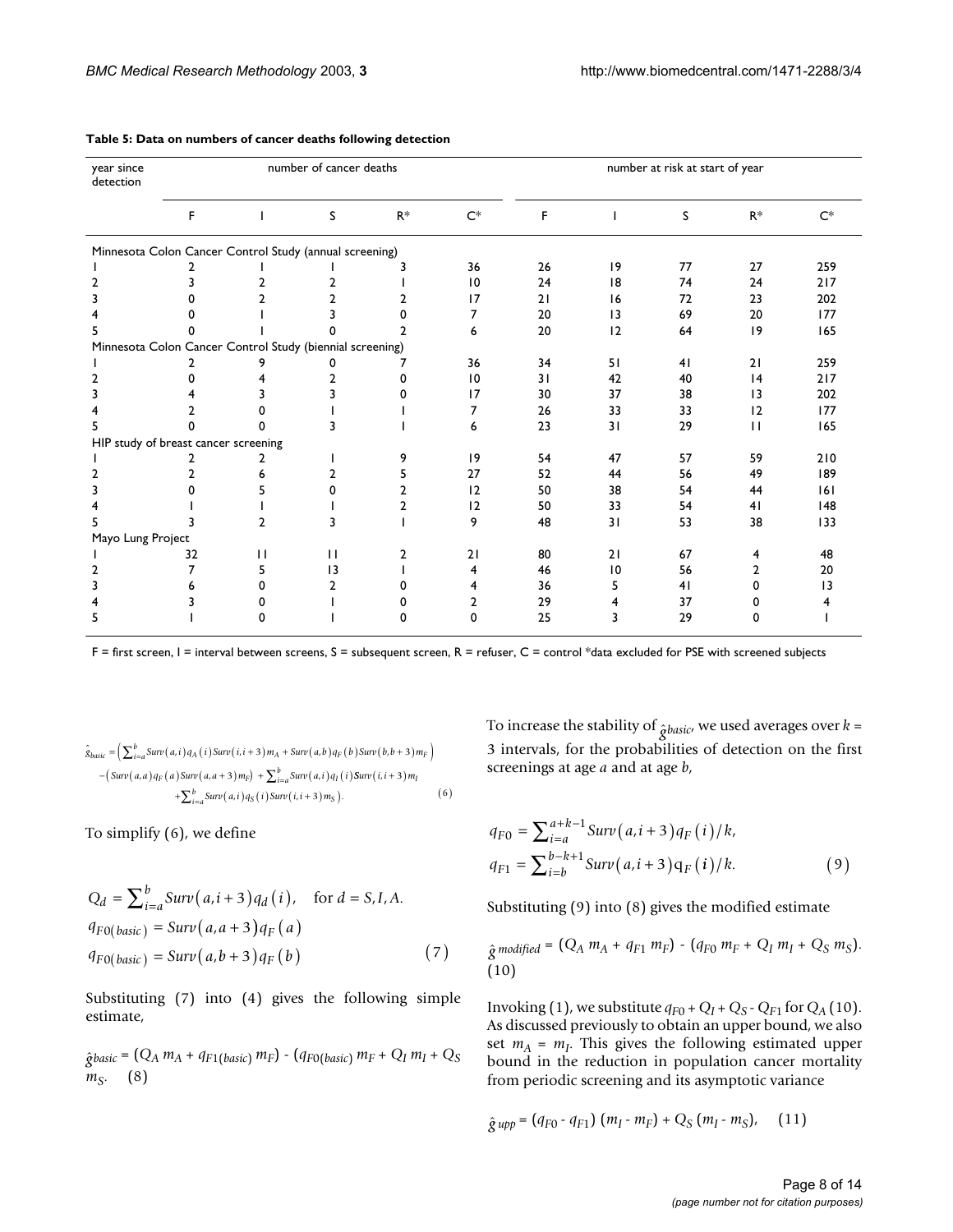**Table 5: Data on numbers of cancer deaths following detection**

| year since detection | number of cancer deaths | | | | | number at risk at start of year | | | | |
|---|---|---|---|---|---|---|---|---|---|---|
| | F | I | S | R* | C* | F | I | S | R* | C* |
| Minnesota Colon Cancer Control Study (annual screening) | | | | | | | | | | |
| 1 | 2 | 1 | 1 | 3 | 36 | 26 | 19 | 77 | 27 | 259 |
| 2 | 3 | 2 | 2 | 1 | 10 | 24 | 18 | 74 | 24 | 217 |
| 3 | 0 | 2 | 2 | 2 | 17 | 21 | 16 | 72 | 23 | 202 |
| 4 | 0 | 1 | 3 | 0 | 7 | 20 | 13 | 69 | 20 | 177 |
| 5 | 0 | 1 | 0 | 2 | 6 | 20 | 12 | 64 | 19 | 165 |
| Minnesota Colon Cancer Control Study (biennial screening) | | | | | | | | | | |
| 1 | 2 | 9 | 0 | 7 | 36 | 34 | 51 | 41 | 21 | 259 |
| 2 | 0 | 4 | 2 | 0 | 10 | 31 | 42 | 40 | 14 | 217 |
| 3 | 4 | 3 | 3 | 0 | 17 | 30 | 37 | 38 | 13 | 202 |
| 4 | 2 | 0 | 1 | 1 | 7 | 26 | 33 | 33 | 12 | 177 |
| 5 | 0 | 0 | 3 | 1 | 6 | 23 | 31 | 29 | 11 | 165 |
| HIP study of breast cancer screening | | | | | | | | | | |
| 1 | 2 | 2 | 1 | 9 | 19 | 54 | 47 | 57 | 59 | 210 |
| 2 | 2 | 6 | 2 | 5 | 27 | 52 | 44 | 56 | 49 | 189 |
| 3 | 0 | 5 | 0 | 2 | 12 | 50 | 38 | 54 | 44 | 161 |
| 4 | 1 | 1 | 1 | 2 | 12 | 50 | 33 | 54 | 41 | 148 |
| 5 | 3 | 2 | 3 | 1 | 9 | 48 | 31 | 53 | 38 | 133 |
| Mayo Lung Project | | | | | | | | | | |
| 1 | 32 | 11 | 11 | 2 | 21 | 80 | 21 | 67 | 4 | 48 |
| 2 | 7 | 5 | 13 | 1 | 4 | 46 | 10 | 56 | 2 | 20 |
| 3 | 6 | 0 | 2 | 0 | 4 | 36 | 5 | 41 | 0 | 13 |
| 4 | 3 | 0 | 1 | 0 | 2 | 29 | 4 | 37 | 0 | 4 |
| 5 | 1 | 0 | 1 | 0 | 0 | 25 | 3 | 29 | 0 | 1 |

F = first screen, I = interval between screens, S = subsequent screen, R = refuser, C = control *data excluded for PSE with screened subjects

$$\hat{g}_{basic} = \left(\sum_{i=a}^{b} Surv(a,i) q_A(i) Surv(i,i+3) m_A + Surv(a,b) q_F(b) Surv(b,b+3) m_F\right) - \left(Surv(a,a) q_F(a) Surv(a,a+3) m_F\right) + \sum_{i=a}^{b} Surv(a,i) q_I(i) Surv(i,i+3) m_I + \sum_{i=a}^{b} Surv(a,i) q_S(i) Surv(i,i+3) m_S\Big). \quad (6)$$

To simplify (6), we define

$$Q_d = \sum_{i=a}^{b} Surv(a,i+3) q_d(i), \quad \text{for } d = S, I, A.$$
$$q_{F0(basic)} = Surv(a,a+3) q_F(a)$$
$$q_{F0(basic)} = Surv(a,b+3) q_F(b) \quad (7)$$

Substituting (7) into (4) gives the following simple estimate,

$\hat{g}_{basic} = (Q_A m_A + q_{F1(basic)} m_F) - (q_{F0(basic)} m_F + Q_I m_I + Q_S m_S$. (8)

To increase the stability of $\hat{g}_{basic}$, we used averages over $k = 3$ intervals, for the probabilities of detection on the first screenings at age $a$ and at age $b$,

$$q_{F0} = \sum_{i=a}^{a+k-1} Surv(a,i+3) q_F(i)/k,$$
$$q_{F1} = \sum_{i=b}^{b-k+1} Surv(a,i+3) q_F(i)/k. \quad (9)$$

Substituting (9) into (8) gives the modified estimate

$\hat{g}_{modified} = (Q_A m_A + q_{F1} m_F) - (q_{F0} m_F + Q_I m_I + Q_S m_S)$. (10)

Invoking (1), we substitute $q_{F0} + Q_I + Q_S - Q_{F1}$ for $Q_A$ (10). As discussed previously to obtain an upper bound, we also set $m_A = m_I$. This gives the following estimated upper bound in the reduction in population cancer mortality from periodic screening and its asymptotic variance

$\hat{g}_{upp} = (q_{F0} - q_{F1})(m_I - m_F) + Q_S (m_I - m_S)$, (11)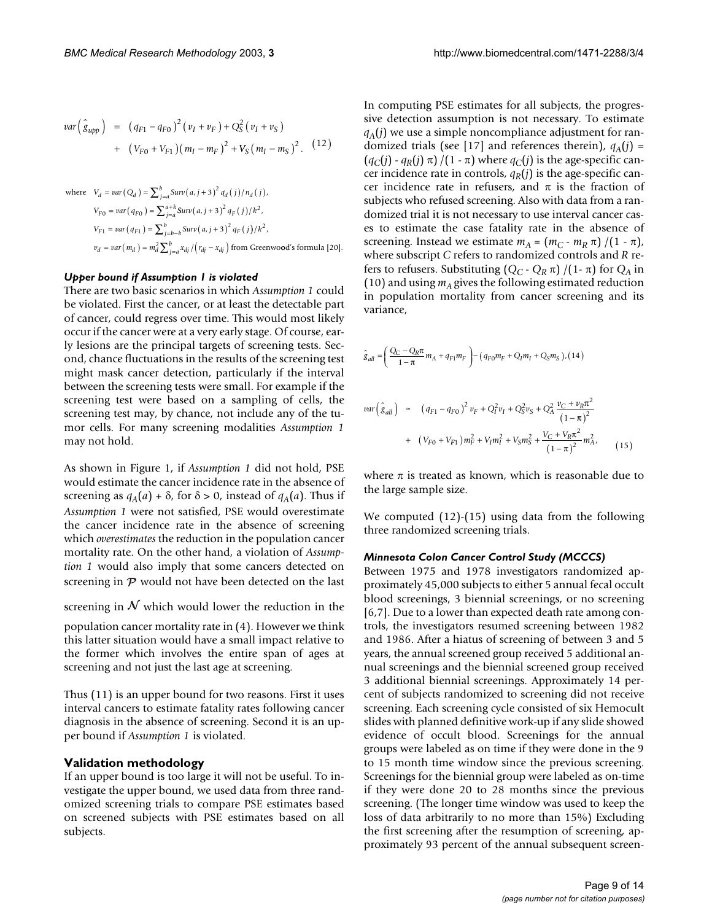$$var\left(\hat{g}_{upp}\right) = \left(q_{F1} - q_{F0}\right)^2\left(v_I + v_F\right) + Q_S^2\left(v_I + v_S\right) + \left(V_{F0} + V_{F1}\right)\left(m_I - m_F\right)^2 + V_S\left(m_I - m_S\right)^2. \quad (12)$$

where $V_d = var\left(Q_d\right) = \sum_{j=a}^{b} Surv\left(a, j+3\right)^2 q_d\left(j\right)/n_d\left(j\right)$,

$V_{F0} = var\left(q_{F0}\right) = \sum_{j=a}^{a+k} Surv\left(a, j+3\right)^2 q_F\left(j\right)/k^2$,

$V_{F1} = var\left(q_{F1}\right) = \sum_{j=b-k}^{b} Surv\left(a, j+3\right)^2 q_F\left(j\right)/k^2$,

$v_d = var\left(m_d\right) = m_d^2 \sum_{j=a}^{b} x_{dj}/\left(r_{dj} - x_{dj}\right)$ from Greenwood's formula [20].

#### *Upper bound if Assumption 1 is violated*

There are two basic scenarios in which *Assumption 1* could be violated. First the cancer, or at least the detectable part of cancer, could regress over time. This would most likely occur if the cancer were at a very early stage. Of course, early lesions are the principal targets of screening tests. Second, chance fluctuations in the results of the screening test might mask cancer detection, particularly if the interval between the screening tests were small. For example if the screening test were based on a sampling of cells, the screening test may, by chance, not include any of the tumor cells. For many screening modalities *Assumption 1* may not hold.

As shown in Figure 1, if *Assumption 1* did not hold, PSE would estimate the cancer incidence rate in the absence of screening as $q_A(a) + \delta$, for $\delta > 0$, instead of $q_A(a)$. Thus if *Assumption 1* were not satisfied, PSE would overestimate the cancer incidence rate in the absence of screening which *overestimates* the reduction in the population cancer mortality rate. On the other hand, a violation of *Assumption 1* would also imply that some cancers detected on screening in $\mathcal{P}$ would not have been detected on the last screening in $\mathcal{N}$ which would lower the reduction in the population cancer mortality rate in (4). However we think this latter situation would have a small impact relative to the former which involves the entire span of ages at screening and not just the last age at screening.

Thus (11) is an upper bound for two reasons. First it uses interval cancers to estimate fatality rates following cancer diagnosis in the absence of screening. Second it is an upper bound if *Assumption 1* is violated.

### Validation methodology

If an upper bound is too large it will not be useful. To investigate the upper bound, we used data from three randomized screening trials to compare PSE estimates based on screened subjects with PSE estimates based on all subjects.

In computing PSE estimates for all subjects, the progressive detection assumption is not necessary. To estimate $q_A(j)$ we use a simple noncompliance adjustment for randomized trials (see [17] and references therein), $q_A(j) = (q_C(j) - q_R(j)\,\pi)/(1 - \pi)$ where $q_C(j)$ is the age-specific cancer incidence rate in controls, $q_R(j)$ is the age-specific cancer incidence rate in refusers, and $\pi$ is the fraction of subjects who refused screening. Also with data from a randomized trial it is not necessary to use interval cancer cases to estimate the case fatality rate in the absence of screening. Instead we estimate $m_A = (m_C - m_R\,\pi)/(1 - \pi)$, where subscript $C$ refers to randomized controls and $R$ refers to refusers. Substituting $(Q_C - Q_R\,\pi)/(1 - \pi)$ for $Q_A$ in (10) and using $m_A$ gives the following estimated reduction in population mortality from cancer screening and its variance,

$$\hat{g}_{all} = \left(\frac{Q_C - Q_R\pi}{1-\pi} m_A + q_{F1} m_F\right) - \left(q_{F0} m_F + Q_I m_I + Q_S m_S\right), (14)$$

$$var\left(\hat{g}_{all}\right) \approx \left(q_{F1} - q_{F0}\right)^2 v_F + Q_I^2 v_I + Q_S^2 v_S + Q_A^2 \frac{v_C + v_R \pi^2}{\left(1-\pi\right)^2} + \left(V_{F0} + V_{F1}\right) m_F^2 + V_I m_I^2 + V_S m_S^2 + \frac{V_C + V_R \pi^2}{\left(1-\pi\right)^2} m_A^2, \quad (15)$$

where $\pi$ is treated as known, which is reasonable due to the large sample size.

We computed (12)-(15) using data from the following three randomized screening trials.

#### *Minnesota Colon Cancer Control Study (MCCCS)*

Between 1975 and 1978 investigators randomized approximately 45,000 subjects to either 5 annual fecal occult blood screenings, 3 biennial screenings, or no screening [6,7]. Due to a lower than expected death rate among controls, the investigators resumed screening between 1982 and 1986. After a hiatus of screening of between 3 and 5 years, the annual screened group received 5 additional annual screenings and the biennial screened group received 3 additional biennial screenings. Approximately 14 percent of subjects randomized to screening did not receive screening. Each screening cycle consisted of six Hemocult slides with planned definitive work-up if any slide showed evidence of occult blood. Screenings for the annual groups were labeled as on time if they were done in the 9 to 15 month time window since the previous screening. Screenings for the biennial group were labeled as on-time if they were done 20 to 28 months since the previous screening. (The longer time window was used to keep the loss of data arbitrarily to no more than 15%) Excluding the first screening after the resumption of screening, approximately 93 percent of the annual subsequent screen-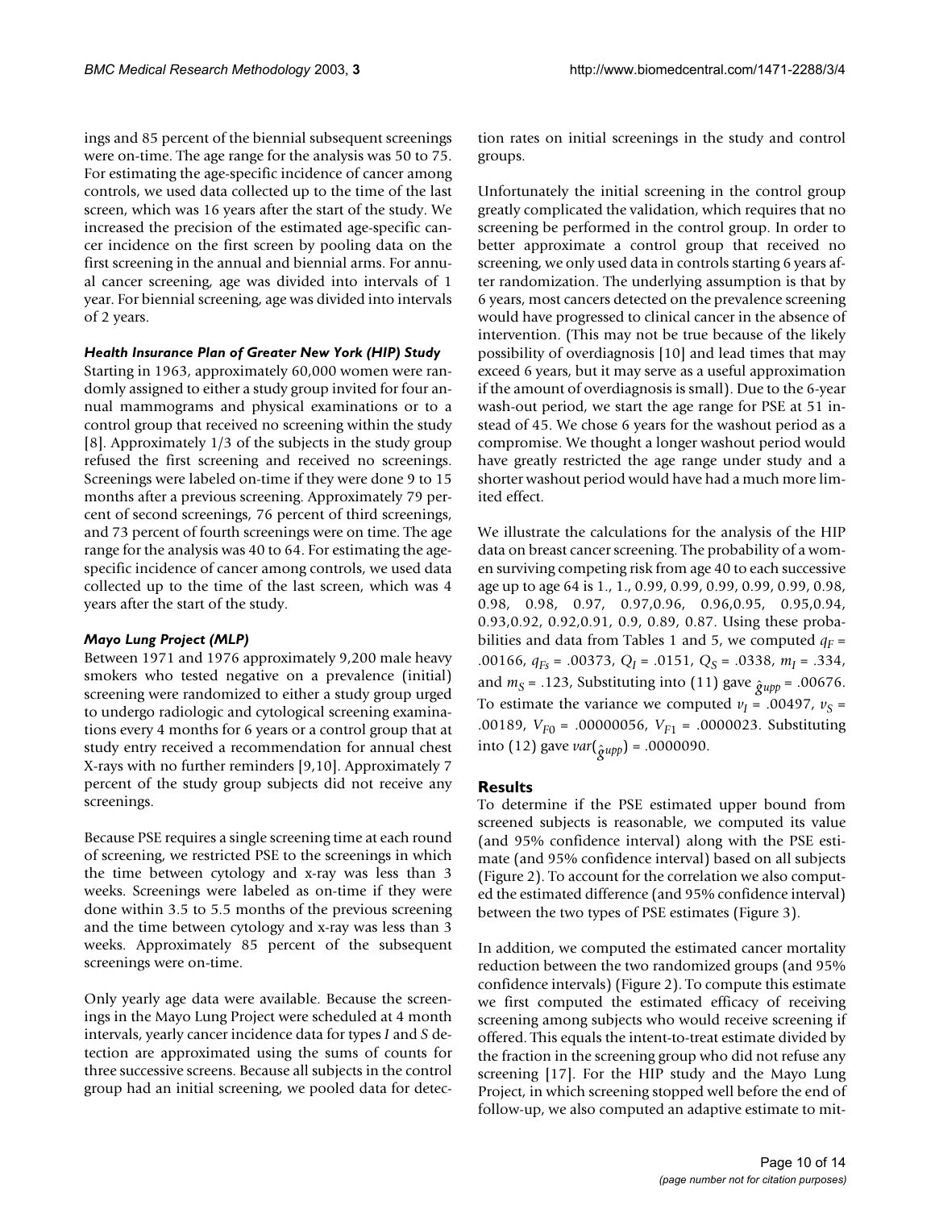ings and 85 percent of the biennial subsequent screenings were on-time. The age range for the analysis was 50 to 75. For estimating the age-specific incidence of cancer among controls, we used data collected up to the time of the last screen, which was 16 years after the start of the study. We increased the precision of the estimated age-specific cancer incidence on the first screen by pooling data on the first screening in the annual and biennial arms. For annual cancer screening, age was divided into intervals of 1 year. For biennial screening, age was divided into intervals of 2 years.

#### *Health Insurance Plan of Greater New York (HIP) Study*

Starting in 1963, approximately 60,000 women were randomly assigned to either a study group invited for four annual mammograms and physical examinations or to a control group that received no screening within the study [8]. Approximately 1/3 of the subjects in the study group refused the first screening and received no screenings. Screenings were labeled on-time if they were done 9 to 15 months after a previous screening. Approximately 79 percent of second screenings, 76 percent of third screenings, and 73 percent of fourth screenings were on time. The age range for the analysis was 40 to 64. For estimating the age-specific incidence of cancer among controls, we used data collected up to the time of the last screen, which was 4 years after the start of the study.

#### *Mayo Lung Project (MLP)*

Between 1971 and 1976 approximately 9,200 male heavy smokers who tested negative on a prevalence (initial) screening were randomized to either a study group urged to undergo radiologic and cytological screening examinations every 4 months for 6 years or a control group that at study entry received a recommendation for annual chest X-rays with no further reminders [9,10]. Approximately 7 percent of the study group subjects did not receive any screenings.

Because PSE requires a single screening time at each round of screening, we restricted PSE to the screenings in which the time between cytology and x-ray was less than 3 weeks. Screenings were labeled as on-time if they were done within 3.5 to 5.5 months of the previous screening and the time between cytology and x-ray was less than 3 weeks. Approximately 85 percent of the subsequent screenings were on-time.

Only yearly age data were available. Because the screenings in the Mayo Lung Project were scheduled at 4 month intervals, yearly cancer incidence data for types $I$ and $S$ detection are approximated using the sums of counts for three successive screens. Because all subjects in the control group had an initial screening, we pooled data for detection rates on initial screenings in the study and control groups.

Unfortunately the initial screening in the control group greatly complicated the validation, which requires that no screening be performed in the control group. In order to better approximate a control group that received no screening, we only used data in controls starting 6 years after randomization. The underlying assumption is that by 6 years, most cancers detected on the prevalence screening would have progressed to clinical cancer in the absence of intervention. (This may not be true because of the likely possibility of overdiagnosis [10] and lead times that may exceed 6 years, but it may serve as a useful approximation if the amount of overdiagnosis is small). Due to the 6-year wash-out period, we start the age range for PSE at 51 instead of 45. We chose 6 years for the washout period as a compromise. We thought a longer washout period would have greatly restricted the age range under study and a shorter washout period would have had a much more limited effect.

We illustrate the calculations for the analysis of the HIP data on breast cancer screening. The probability of a women surviving competing risk from age 40 to each successive age up to age 64 is 1., 1., 0.99, 0.99, 0.99, 0.99, 0.99, 0.98, 0.98, 0.98, 0.97, 0.97,0.96, 0.96,0.95, 0.95,0.94, 0.93,0.92, 0.92,0.91, 0.9, 0.89, 0.87. Using these probabilities and data from Tables 1 and 5, we computed $q_F$ = .00166, $q_{Fs}$ = .00373, $Q_I$ = .0151, $Q_S$ = .0338, $m_I$ = .334, and $m_S$ = .123, Substituting into (11) gave $\hat{g}_{upp}$ = .00676. To estimate the variance we computed $v_I$ = .00497, $v_S$ = .00189, $V_{F0}$ = .00000056, $V_{F1}$ = .0000023. Substituting into (12) gave $var(\hat{g}_{upp})$ = .0000090.

## Results

To determine if the PSE estimated upper bound from screened subjects is reasonable, we computed its value (and 95% confidence interval) along with the PSE estimate (and 95% confidence interval) based on all subjects (Figure 2). To account for the correlation we also computed the estimated difference (and 95% confidence interval) between the two types of PSE estimates (Figure 3).

In addition, we computed the estimated cancer mortality reduction between the two randomized groups (and 95% confidence intervals) (Figure 2). To compute this estimate we first computed the estimated efficacy of receiving screening among subjects who would receive screening if offered. This equals the intent-to-treat estimate divided by the fraction in the screening group who did not refuse any screening [17]. For the HIP study and the Mayo Lung Project, in which screening stopped well before the end of follow-up, we also computed an adaptive estimate to mit-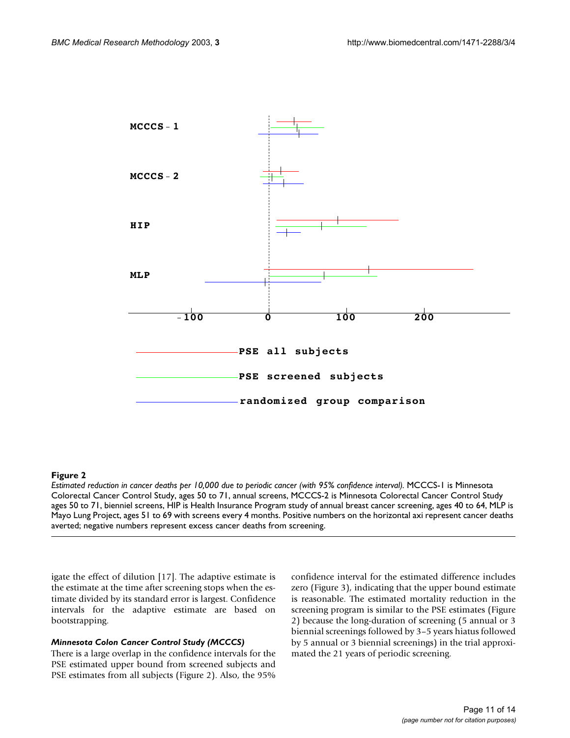MCCCS - 1

MCCCS - 2

HIP

MLP

-100 0 100 200

PSE all subjects

PSE screened subjects

randomized group comparison

**Figure 2**

*Estimated reduction in cancer deaths per 10,000 due to periodic cancer (with 95% confidence interval).* MCCCS-1 is Minnesota Colorectal Cancer Control Study, ages 50 to 71, annual screens, MCCCS-2 is Minnesota Colorectal Cancer Control Study ages 50 to 71, bienniel screens, HIP is Health Insurance Program study of annual breast cancer screening, ages 40 to 64, MLP is Mayo Lung Project, ages 51 to 69 with screens every 4 months. Positive numbers on the horizontal axi represent cancer deaths averted; negative numbers represent excess cancer deaths from screening.

igate the effect of dilution [17]. The adaptive estimate is the estimate at the time after screening stops when the estimate divided by its standard error is largest. Confidence intervals for the adaptive estimate are based on bootstrapping.

### *Minnesota Colon Cancer Control Study (MCCCS)*

There is a large overlap in the confidence intervals for the PSE estimated upper bound from screened subjects and PSE estimates from all subjects (Figure 2). Also, the 95% confidence interval for the estimated difference includes zero (Figure 3), indicating that the upper bound estimate is reasonable. The estimated mortality reduction in the screening program is similar to the PSE estimates (Figure 2) because the long-duration of screening (5 annual or 3 biennial screenings followed by 3–5 years hiatus followed by 5 annual or 3 biennial screenings) in the trial approximated the 21 years of periodic screening.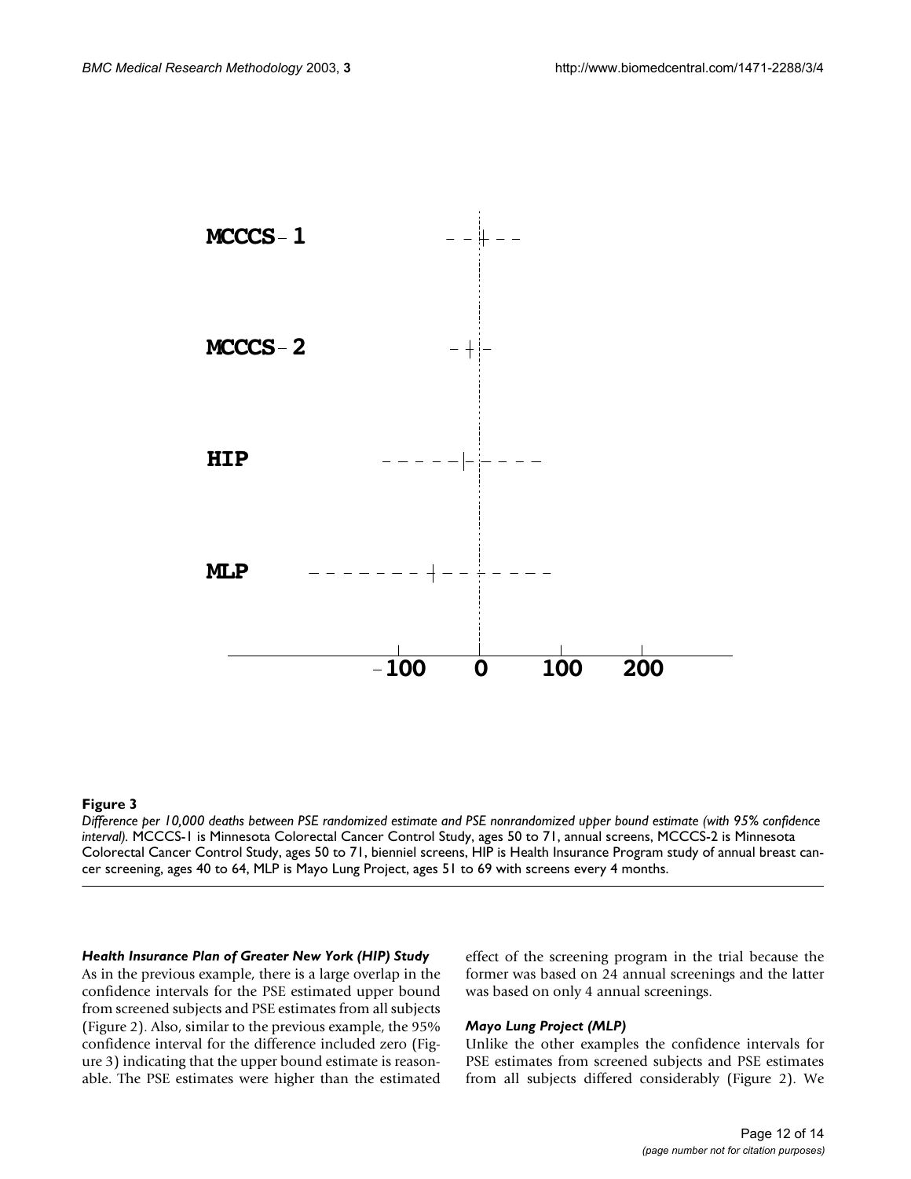**Figure 3**

*Difference per 10,000 deaths between PSE randomized estimate and PSE nonrandomized upper bound estimate (with 95% confidence interval).* MCCCS-1 is Minnesota Colorectal Cancer Control Study, ages 50 to 71, annual screens, MCCCS-2 is Minnesota Colorectal Cancer Control Study, ages 50 to 71, bienniel screens, HIP is Health Insurance Program study of annual breast cancer screening, ages 40 to 64, MLP is Mayo Lung Project, ages 51 to 69 with screens every 4 months.

#### *Health Insurance Plan of Greater New York (HIP) Study*

As in the previous example, there is a large overlap in the confidence intervals for the PSE estimated upper bound from screened subjects and PSE estimates from all subjects (Figure 2). Also, similar to the previous example, the 95% confidence interval for the difference included zero (Figure 3) indicating that the upper bound estimate is reasonable. The PSE estimates were higher than the estimated effect of the screening program in the trial because the former was based on 24 annual screenings and the latter was based on only 4 annual screenings.

#### *Mayo Lung Project (MLP)*

Unlike the other examples the confidence intervals for PSE estimates from screened subjects and PSE estimates from all subjects differed considerably (Figure 2). We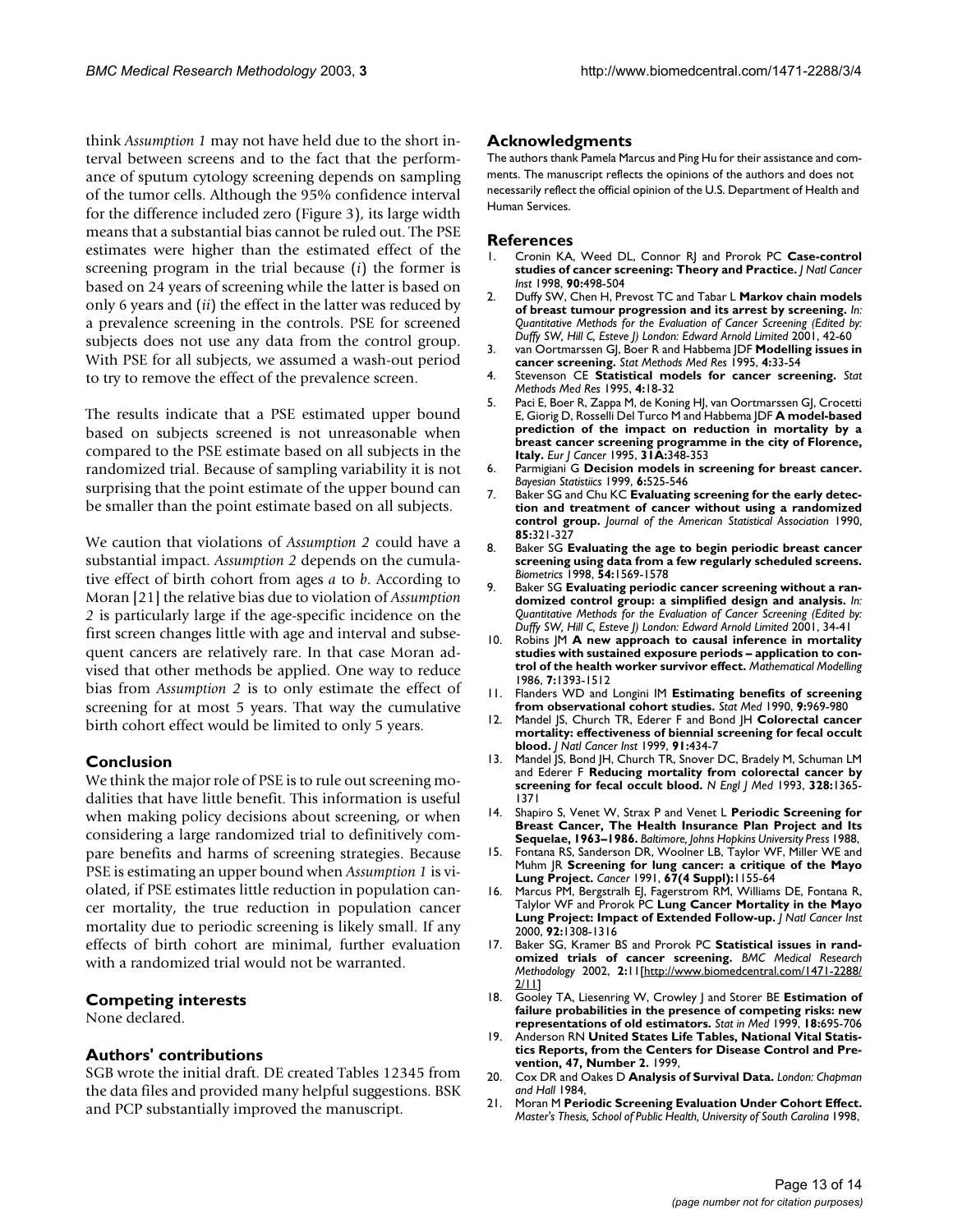think *Assumption 1* may not have held due to the short interval between screens and to the fact that the performance of sputum cytology screening depends on sampling of the tumor cells. Although the 95% confidence interval for the difference included zero (Figure 3), its large width means that a substantial bias cannot be ruled out. The PSE estimates were higher than the estimated effect of the screening program in the trial because (*i*) the former is based on 24 years of screening while the latter is based on only 6 years and (*ii*) the effect in the latter was reduced by a prevalence screening in the controls. PSE for screened subjects does not use any data from the control group. With PSE for all subjects, we assumed a wash-out period to try to remove the effect of the prevalence screen.

The results indicate that a PSE estimated upper bound based on subjects screened is not unreasonable when compared to the PSE estimate based on all subjects in the randomized trial. Because of sampling variability it is not surprising that the point estimate of the upper bound can be smaller than the point estimate based on all subjects.

We caution that violations of *Assumption 2* could have a substantial impact. *Assumption 2* depends on the cumulative effect of birth cohort from ages *a* to *b*. According to Moran [21] the relative bias due to violation of *Assumption 2* is particularly large if the age-specific incidence on the first screen changes little with age and interval and subsequent cancers are relatively rare. In that case Moran advised that other methods be applied. One way to reduce bias from *Assumption 2* is to only estimate the effect of screening for at most 5 years. That way the cumulative birth cohort effect would be limited to only 5 years.

## Conclusion

We think the major role of PSE is to rule out screening modalities that have little benefit. This information is useful when making policy decisions about screening, or when considering a large randomized trial to definitively compare benefits and harms of screening strategies. Because PSE is estimating an upper bound when *Assumption 1* is violated, if PSE estimates little reduction in population cancer mortality, the true reduction in population cancer mortality due to periodic screening is likely small. If any effects of birth cohort are minimal, further evaluation with a randomized trial would not be warranted.

## Competing interests

None declared.

## Authors' contributions

SGB wrote the initial draft. DE created Tables 12345 from the data files and provided many helpful suggestions. BSK and PCP substantially improved the manuscript.

## Acknowledgments

The authors thank Pamela Marcus and Ping Hu for their assistance and comments. The manuscript reflects the opinions of the authors and does not necessarily reflect the official opinion of the U.S. Department of Health and Human Services.

## References

1. Cronin KA, Weed DL, Connor RJ and Prorok PC **Case-control studies of cancer screening: Theory and Practice.** *J Natl Cancer Inst* 1998, **90:**498-504
2. Duffy SW, Chen H, Prevost TC and Tabar L **Markov chain models of breast tumour progression and its arrest by screening.** *In: Quantitative Methods for the Evaluation of Cancer Screening (Edited by: Duffy SW, Hill C, Esteve J) London: Edward Arnold Limited* 2001, 42-60
3. van Oortmarssen GJ, Boer R and Habbema JDF **Modelling issues in cancer screening.** *Stat Methods Med Res* 1995, **4:**33-54
4. Stevenson CE **Statistical models for cancer screening.** *Stat Methods Med Res* 1995, **4:**18-32
5. Paci E, Boer R, Zappa M, de Koning HJ, van Oortmarssen GJ, Crocetti E, Giorig D, Rosselli Del Turco M and Habbema JDF **A model-based prediction of the impact on reduction in mortality by a breast cancer screening programme in the city of Florence, Italy.** *Eur J Cancer* 1995, **31A:**348-353
6. Parmigiani G **Decision models in screening for breast cancer.** *Bayesian Statistiics* 1999, **6:**525-546
7. Baker SG and Chu KC **Evaluating screening for the early detection and treatment of cancer without using a randomized control group.** *Journal of the American Statistical Association* 1990, **85:**321-327
8. Baker SG **Evaluating the age to begin periodic breast cancer screening using data from a few regularly scheduled screens.** *Biometrics* 1998, **54:**1569-1578
9. Baker SG **Evaluating periodic cancer screening without a randomized control group: a simplified design and analysis.** *In: Quantitative Methods for the Evaluation of Cancer Screening (Edited by: Duffy SW, Hill C, Esteve J) London: Edward Arnold Limited* 2001, 34-41
10. Robins JM **A new approach to causal inference in mortality studies with sustained exposure periods – application to control of the health worker survivor effect.** *Mathematical Modelling* 1986, **7:**1393-1512
11. Flanders WD and Longini IM **Estimating benefits of screening from observational cohort studies.** *Stat Med* 1990, **9:**969-980
12. Mandel JS, Church TR, Ederer F and Bond JH **Colorectal cancer mortality: effectiveness of biennial screening for fecal occult blood.** *J Natl Cancer Inst* 1999, **91:**434-7
13. Mandel JS, Bond JH, Church TR, Snover DC, Bradely M, Schuman LM and Ederer F **Reducing mortality from colorectal cancer by screening for fecal occult blood.** *N Engl J Med* 1993, **328:**1365-1371
14. Shapiro S, Venet W, Strax P and Venet L **Periodic Screening for Breast Cancer, The Health Insurance Plan Project and Its Sequelae, 1963–1986.** *Baltimore, Johns Hopkins University Press* 1988,
15. Fontana RS, Sanderson DR, Woolner LB, Taylor WF, Miller WE and Muhm JR **Screening for lung cancer: a critique of the Mayo Lung Project.** *Cancer* 1991, **67(4 Suppl):**1155-64
16. Marcus PM, Bergstralh EJ, Fagerstrom RM, Williams DE, Fontana R, Talylor WF and Prorok PC **Lung Cancer Mortality in the Mayo Lung Project: Impact of Extended Follow-up.** *J Natl Cancer Inst* 2000, **92:**1308-1316
17. Baker SG, Kramer BS and Prorok PC **Statistical issues in randomized trials of cancer screening.** *BMC Medical Research Methodology* 2002, **2:**11[http://www.biomedcentral.com/1471-2288/2/11]
18. Gooley TA, Liesenring W, Crowley J and Storer BE **Estimation of failure probabilities in the presence of competing risks: new representations of old estimators.** *Stat in Med* 1999, **18:**695-706
19. Anderson RN **United States Life Tables, National Vital Statistics Reports, from the Centers for Disease Control and Prevention, 47, Number 2.** 1999,
20. Cox DR and Oakes D **Analysis of Survival Data.** *London: Chapman and Hall* 1984,
21. Moran M **Periodic Screening Evaluation Under Cohort Effect.** *Master's Thesis, School of Public Health, University of South Carolina* 1998,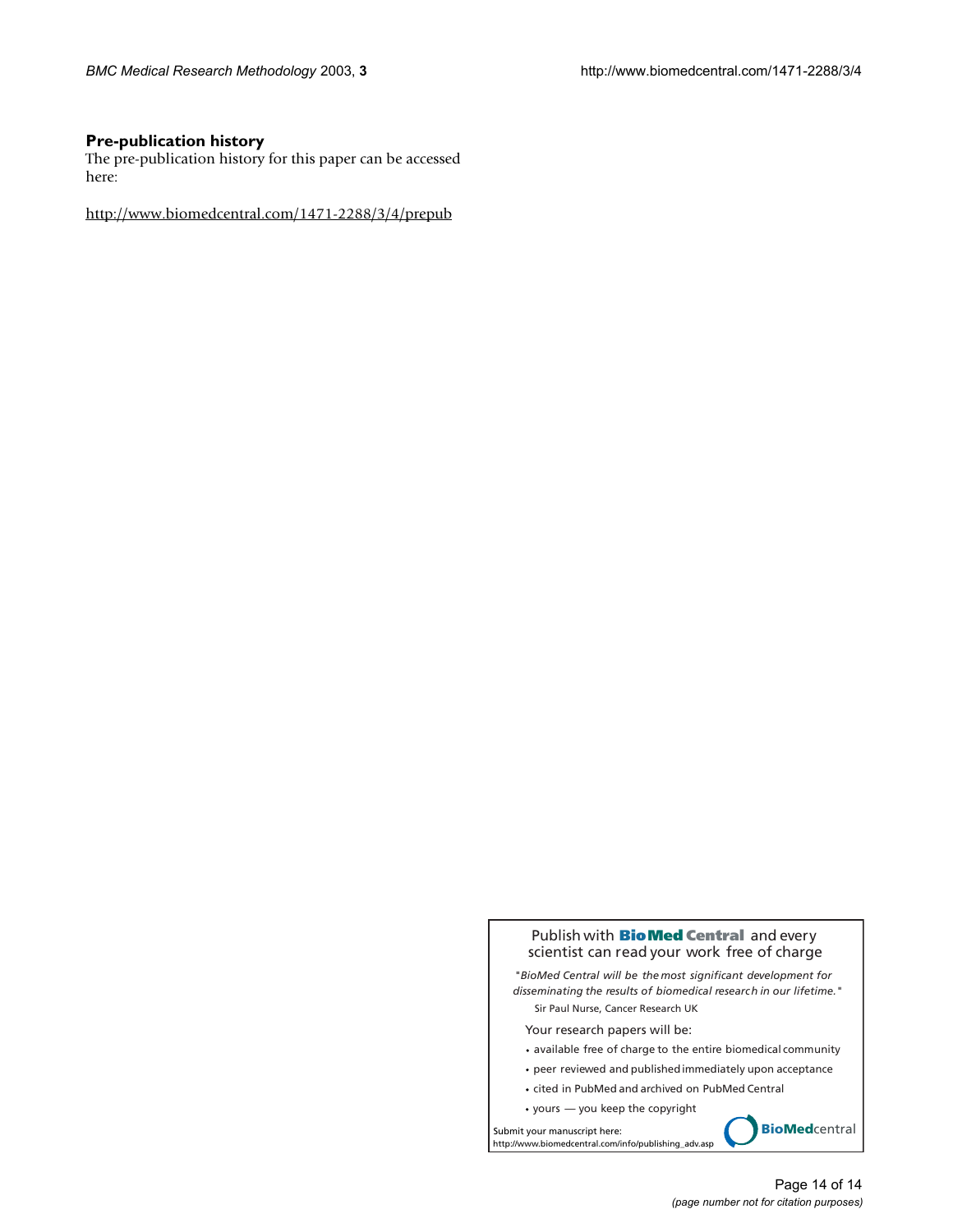### Pre-publication history

The pre-publication history for this paper can be accessed here:

http://www.biomedcentral.com/1471-2288/3/4/prepub

Publish with **BioMed Central** and every scientist can read your work free of charge

*"BioMed Central will be the most significant development for disseminating the results of biomedical research in our lifetime."*

Sir Paul Nurse, Cancer Research UK

Your research papers will be:

- available free of charge to the entire biomedical community
- peer reviewed and published immediately upon acceptance
- cited in PubMed and archived on PubMed Central
- yours — you keep the copyright

Submit your manuscript here:
http://www.biomedcentral.com/info/publishing_adv.asp

**BioMed**central